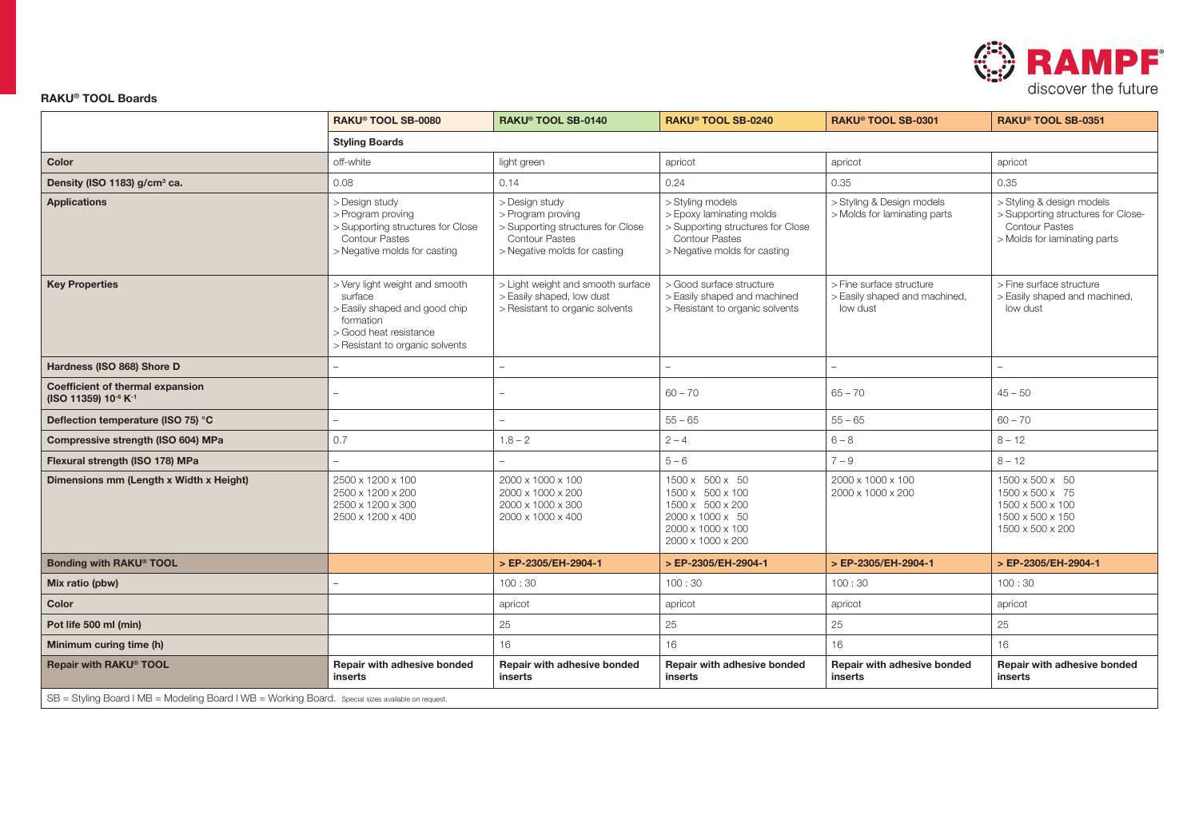## RAKU® TOOL Boards

| | RAKU® TOOL SB-0080 | RAKU® TOOL SB-0140 | RAKU® TOOL SB-0240 | RAKU® TOOL SB-0301 | RAKU® TOOL SB-0351 |
|---|---|---|---|---|---|
| | **Styling Boards** | | | | |
| **Color** | off-white | light green | apricot | apricot | apricot |
| **Density (ISO 1183) g/cm³ ca.** | 0.08 | 0.14 | 0.24 | 0.35 | 0.35 |
| **Applications** | > Design study<br>> Program proving<br>> Supporting structures for Close Contour Pastes<br>> Negative molds for casting | > Design study<br>> Program proving<br>> Supporting structures for Close Contour Pastes<br>> Negative molds for casting | > Styling models<br>> Epoxy laminating molds<br>> Supporting structures for Close Contour Pastes<br>> Negative molds for casting | > Styling & Design models<br>> Molds for laminating parts | > Styling & design models<br>> Supporting structures for Close-Contour Pastes<br>> Molds for laminating parts |
| **Key Properties** | > Very light weight and smooth surface<br>> Easily shaped and good chip formation<br>> Good heat resistance<br>> Resistant to organic solvents | > Light weight and smooth surface<br>> Easily shaped, low dust<br>> Resistant to organic solvents | > Good surface structure<br>> Easily shaped and machined<br>> Resistant to organic solvents | > Fine surface structure<br>> Easily shaped and machined, low dust | > Fine surface structure<br>> Easily shaped and machined, low dust |
| **Hardness (ISO 868) Shore D** | – | – | – | – | – |
| **Coefficient of thermal expansion (ISO 11359) $10^{-6}$ $K^{-1}$** | – | – | 60 – 70 | 65 – 70 | 45 – 50 |
| **Deflection temperature (ISO 75) °C** | – | – | 55 – 65 | 55 – 65 | 60 – 70 |
| **Compressive strength (ISO 604) MPa** | 0.7 | 1.8 – 2 | 2 – 4 | 6 – 8 | 8 – 12 |
| **Flexural strength (ISO 178) MPa** | – | – | 5 – 6 | 7 – 9 | 8 – 12 |
| **Dimensions mm (Length x Width x Height)** | 2500 x 1200 x 100<br>2500 x 1200 x 200<br>2500 x 1200 x 300<br>2500 x 1200 x 400 | 2000 x 1000 x 100<br>2000 x 1000 x 200<br>2000 x 1000 x 300<br>2000 x 1000 x 400 | 1500 x 500 x 50<br>1500 x 500 x 100<br>1500 x 500 x 200<br>2000 x 1000 x 50<br>2000 x 1000 x 100<br>2000 x 1000 x 200 | 2000 x 1000 x 100<br>2000 x 1000 x 200 | 1500 x 500 x 50<br>1500 x 500 x 75<br>1500 x 500 x 100<br>1500 x 500 x 150<br>1500 x 500 x 200 |
| **Bonding with RAKU® TOOL** | | **> EP-2305/EH-2904-1** | **> EP-2305/EH-2904-1** | **> EP-2305/EH-2904-1** | **> EP-2305/EH-2904-1** |
| **Mix ratio (pbw)** | – | 100 : 30 | 100 : 30 | 100 : 30 | 100 : 30 |
| **Color** | | apricot | apricot | apricot | apricot |
| **Pot life 500 ml (min)** | | 25 | 25 | 25 | 25 |
| **Minimum curing time (h)** | | 16 | 16 | 16 | 16 |
| **Repair with RAKU® TOOL** | **Repair with adhesive bonded inserts** | **Repair with adhesive bonded inserts** | **Repair with adhesive bonded inserts** | **Repair with adhesive bonded inserts** | **Repair with adhesive bonded inserts** |

SB = Styling Board I MB = Modeling Board I WB = Working Board. Special sizes available on request.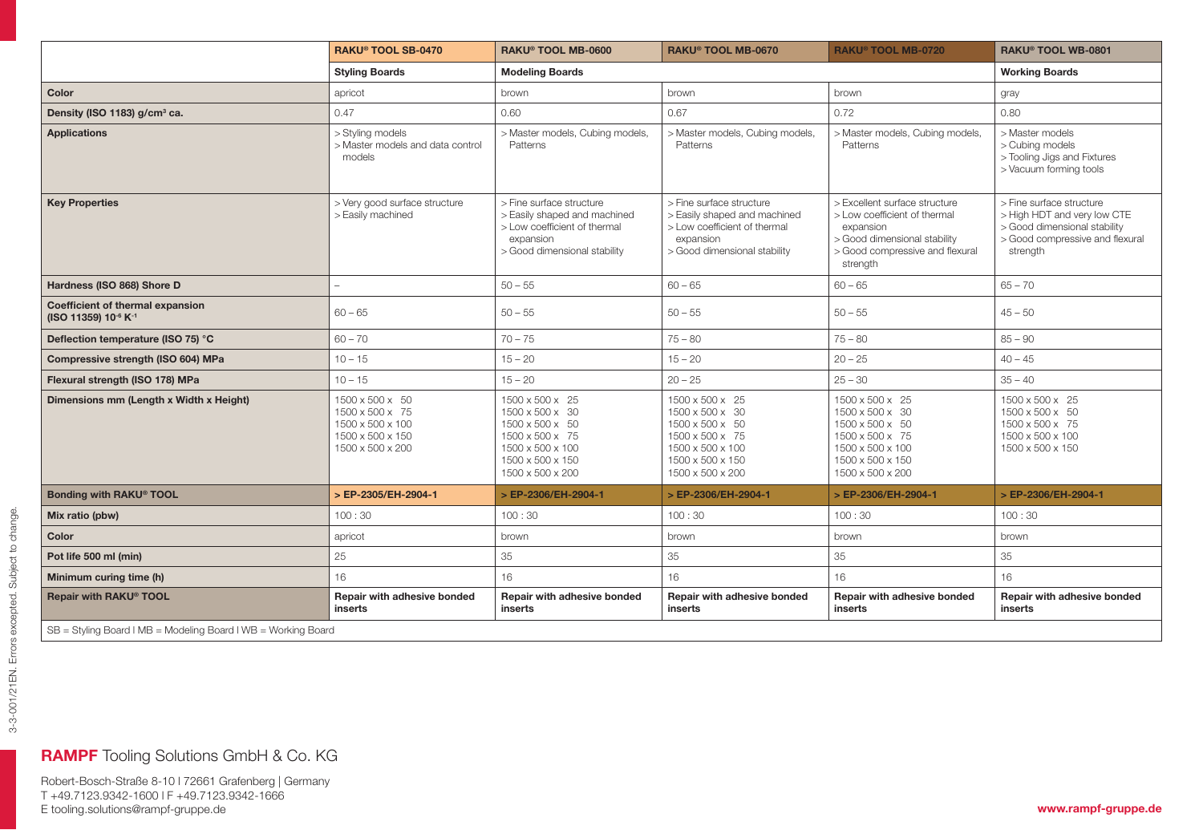| | RAKU® TOOL SB-0470 | RAKU® TOOL MB-0600 | RAKU® TOOL MB-0670 | RAKU® TOOL MB-0720 | RAKU® TOOL WB-0801 |
|---|---|---|---|---|---|
| | **Styling Boards** | **Modeling Boards** | | | **Working Boards** |
| **Color** | apricot | brown | brown | brown | gray |
| **Density (ISO 1183) g/cm³ ca.** | 0.47 | 0.60 | 0.67 | 0.72 | 0.80 |
| **Applications** | > Styling models<br>> Master models and data control models | > Master models, Cubing models, Patterns | > Master models, Cubing models, Patterns | > Master models, Cubing models, Patterns | > Master models<br>> Cubing models<br>> Tooling Jigs and Fixtures<br>> Vacuum forming tools |
| **Key Properties** | > Very good surface structure<br>> Easily machined | > Fine surface structure<br>> Easily shaped and machined<br>> Low coefficient of thermal expansion<br>> Good dimensional stability | > Fine surface structure<br>> Easily shaped and machined<br>> Low coefficient of thermal expansion<br>> Good dimensional stability | > Excellent surface structure<br>> Low coefficient of thermal expansion<br>> Good dimensional stability<br>> Good compressive and flexural strength | > Fine surface structure<br>> High HDT and very low CTE<br>> Good dimensional stability<br>> Good compressive and flexural strength |
| **Hardness (ISO 868) Shore D** | – | 50 – 55 | 60 – 65 | 60 – 65 | 65 – 70 |
| **Coefficient of thermal expansion (ISO 11359) $10^{-6}$ $K^{-1}$** | 60 – 65 | 50 – 55 | 50 – 55 | 50 – 55 | 45 – 50 |
| **Deflection temperature (ISO 75) °C** | 60 – 70 | 70 – 75 | 75 – 80 | 75 – 80 | 85 – 90 |
| **Compressive strength (ISO 604) MPa** | 10 – 15 | 15 – 20 | 15 – 20 | 20 – 25 | 40 – 45 |
| **Flexural strength (ISO 178) MPa** | 10 – 15 | 15 – 20 | 20 – 25 | 25 – 30 | 35 – 40 |
| **Dimensions mm (Length x Width x Height)** | 1500 x 500 x 50<br>1500 x 500 x 75<br>1500 x 500 x 100<br>1500 x 500 x 150<br>1500 x 500 x 200 | 1500 x 500 x 25<br>1500 x 500 x 30<br>1500 x 500 x 50<br>1500 x 500 x 75<br>1500 x 500 x 100<br>1500 x 500 x 150<br>1500 x 500 x 200 | 1500 x 500 x 25<br>1500 x 500 x 30<br>1500 x 500 x 50<br>1500 x 500 x 75<br>1500 x 500 x 100<br>1500 x 500 x 150<br>1500 x 500 x 200 | 1500 x 500 x 25<br>1500 x 500 x 30<br>1500 x 500 x 50<br>1500 x 500 x 75<br>1500 x 500 x 100<br>1500 x 500 x 150<br>1500 x 500 x 200 | 1500 x 500 x 25<br>1500 x 500 x 50<br>1500 x 500 x 75<br>1500 x 500 x 100<br>1500 x 500 x 150 |
| **Bonding with RAKU® TOOL** | **> EP-2305/EH-2904-1** | **> EP-2306/EH-2904-1** | **> EP-2306/EH-2904-1** | **> EP-2306/EH-2904-1** | **> EP-2306/EH-2904-1** |
| **Mix ratio (pbw)** | 100 : 30 | 100 : 30 | 100 : 30 | 100 : 30 | 100 : 30 |
| **Color** | apricot | brown | brown | brown | brown |
| **Pot life 500 ml (min)** | 25 | 35 | 35 | 35 | 35 |
| **Minimum curing time (h)** | 16 | 16 | 16 | 16 | 16 |
| **Repair with RAKU® TOOL** | **Repair with adhesive bonded inserts** | **Repair with adhesive bonded inserts** | **Repair with adhesive bonded inserts** | **Repair with adhesive bonded inserts** | **Repair with adhesive bonded inserts** |

SB = Styling Board I MB = Modeling Board I WB = Working Board

3-3-001/21EN. Errors excepted. Subject to change.

**RAMPF** Tooling Solutions GmbH & Co. KG

Robert-Bosch-Straße 8-10 I 72661 Grafenberg | Germany
T +49.7123.9342-1600 I F +49.7123.9342-1666
E tooling.solutions@rampf-gruppe.de

**www.rampf-gruppe.de**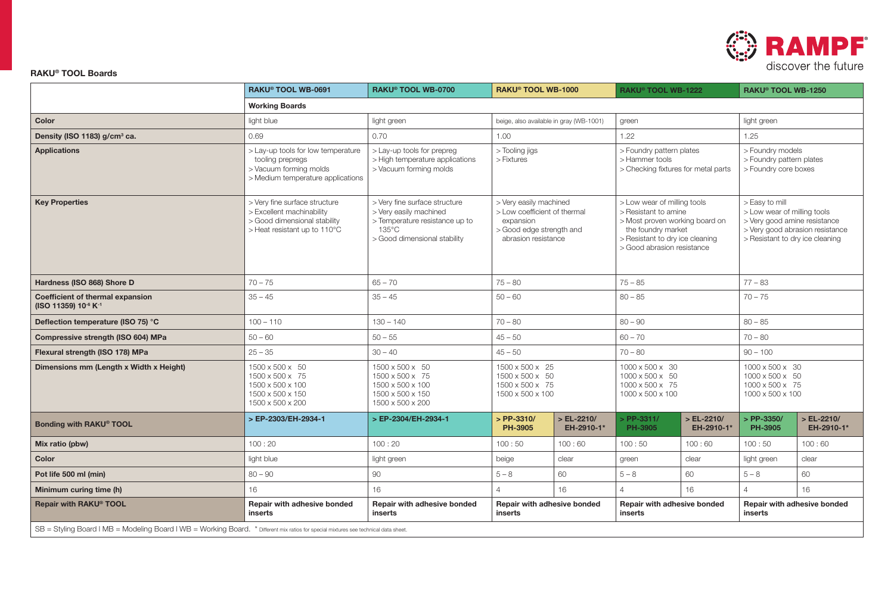**RAKU® TOOL Boards**

| | RAKU® TOOL WB-0691 | RAKU® TOOL WB-0700 | RAKU® TOOL WB-1000 | | RAKU® TOOL WB-1222 | | RAKU® TOOL WB-1250 | |
|---|---|---|---|---|---|---|---|---|
| | **Working Boards** | | | | | | | |
| **Color** | light blue | light green | beige, also available in gray (WB-1001) | | green | | light green | |
| **Density (ISO 1183) g/cm³ ca.** | 0.69 | 0.70 | 1.00 | | 1.22 | | 1.25 | |
| **Applications** | > Lay-up tools for low temperature tooling prepregs<br>> Vacuum forming molds<br>> Medium temperature applications | > Lay-up tools for prepreg<br>> High temperature applications<br>> Vacuum forming molds | > Tooling jigs<br>> Fixtures | | > Foundry pattern plates<br>> Hammer tools<br>> Checking fixtures for metal parts | | > Foundry models<br>> Foundry pattern plates<br>> Foundry core boxes | |
| **Key Properties** | > Very fine surface structure<br>> Excellent machinability<br>> Good dimensional stability<br>> Heat resistant up to 110°C | > Very fine surface structure<br>> Very easily machined<br>> Temperature resistance up to 135°C<br>> Good dimensional stability | > Very easily machined<br>> Low coefficient of thermal expansion<br>> Good edge strength and abrasion resistance | | > Low wear of milling tools<br>> Resistant to amine<br>> Most proven working board on the foundry market<br>> Resistant to dry ice cleaning<br>> Good abrasion resistance | | > Easy to mill<br>> Low wear of milling tools<br>> Very good amine resistance<br>> Very good abrasion resistance<br>> Resistant to dry ice cleaning | |
| **Hardness (ISO 868) Shore D** | 70 – 75 | 65 – 70 | 75 – 80 | | 75 – 85 | | 77 – 83 | |
| **Coefficient of thermal expansion (ISO 11359) $10^{-6}$ $K^{-1}$** | 35 – 45 | 35 – 45 | 50 – 60 | | 80 – 85 | | 70 – 75 | |
| **Deflection temperature (ISO 75) °C** | 100 – 110 | 130 – 140 | 70 – 80 | | 80 – 90 | | 80 – 85 | |
| **Compressive strength (ISO 604) MPa** | 50 – 60 | 50 – 55 | 45 – 50 | | 60 – 70 | | 70 – 80 | |
| **Flexural strength (ISO 178) MPa** | 25 – 35 | 30 – 40 | 45 – 50 | | 70 – 80 | | 90 – 100 | |
| **Dimensions mm (Length x Width x Height)** | 1500 x 500 x 50<br>1500 x 500 x 75<br>1500 x 500 x 100<br>1500 x 500 x 150<br>1500 x 500 x 200 | 1500 x 500 x 50<br>1500 x 500 x 75<br>1500 x 500 x 100<br>1500 x 500 x 150<br>1500 x 500 x 200 | 1500 x 500 x 25<br>1500 x 500 x 50<br>1500 x 500 x 75<br>1500 x 500 x 100 | | 1000 x 500 x 30<br>1000 x 500 x 50<br>1000 x 500 x 75<br>1000 x 500 x 100 | | 1000 x 500 x 30<br>1000 x 500 x 50<br>1000 x 500 x 75<br>1000 x 500 x 100 | |
| **Bonding with RAKU® TOOL** | **> EP-2303/EH-2934-1** | **> EP-2304/EH-2934-1** | **> PP-3310/ PH-3905** | **> EL-2210/ EH-2910-1*** | **> PP-3311/ PH-3905** | **> EL-2210/ EH-2910-1*** | **> PP-3350/ PH-3905** | **> EL-2210/ EH-2910-1*** |
| **Mix ratio (pbw)** | 100 : 20 | 100 : 20 | 100 : 50 | 100 : 60 | 100 : 50 | 100 : 60 | 100 : 50 | 100 : 60 |
| **Color** | light blue | light green | beige | clear | green | clear | light green | clear |
| **Pot life 500 ml (min)** | 80 – 90 | 90 | 5 – 8 | 60 | 5 – 8 | 60 | 5 – 8 | 60 |
| **Minimum curing time (h)** | 16 | 16 | 4 | 16 | 4 | 16 | 4 | 16 |
| **Repair with RAKU® TOOL** | **Repair with adhesive bonded inserts** | **Repair with adhesive bonded inserts** | **Repair with adhesive bonded inserts** | | **Repair with adhesive bonded inserts** | | **Repair with adhesive bonded inserts** | |

SB = Styling Board I MB = Modeling Board I WB = Working Board. * Different mix ratios for special mixtures see technical data sheet.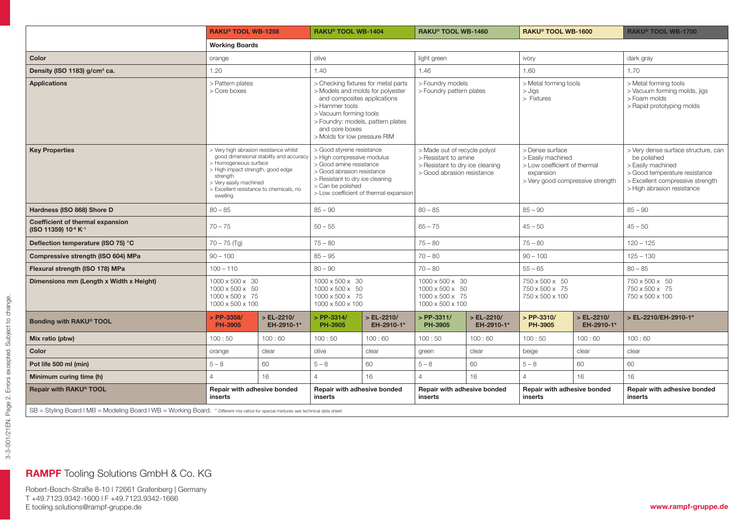| | RAKU® TOOL WB-1258 | | RAKU® TOOL WB-1404 | | RAKU® TOOL WB-1460 | | RAKU® TOOL WB-1600 | | RAKU® TOOL WB-1700 |
|---|---|---|---|---|---|---|---|---|---|
| | Working Boards | | | | | | | | |
| **Color** | orange | | olive | | light green | | ivory | | dark gray |
| **Density (ISO 1183) g/cm³ ca.** | 1.20 | | 1.40 | | 1.46 | | 1.60 | | 1.70 |
| **Applications** | > Pattern plates<br>> Core boxes | | > Checking fixtures for metal parts<br>> Models and molds for polyester and composites applications<br>> Hammer tools<br>> Vacuum forming tools<br>> Foundry: models, pattern plates and core boxes<br>> Molds for low pressure RIM | | > Foundry models<br>> Foundry pattern plates | | > Metal forming tools<br>> Jigs<br>> Fixtures | | > Metal forming tools<br>> Vacuum forming molds, jigs<br>> Foam molds<br>> Rapid prototyping molds |
| **Key Properties** | > Very high abrasion resistance whilst good dimensional stability and accuracy<br>> Homogeneous surface<br>> High impact strength, good edge strength<br>> Very easily machined<br>> Excellent resistance to chemicals, no swelling | | > Good styrene resistance<br>> High compressive modulus<br>> Good amine resistance<br>> Good abrasion resistance<br>> Resistant to dry ice cleaning<br>> Can be polished<br>> Low coefficient of thermal expansion | | > Made out of recycle polyol<br>> Resistant to amine<br>> Resistant to dry ice cleaning<br>> Good abrasion resistance | | > Dense surface<br>> Easily machined<br>> Low coefficient of thermal expansion<br>> Very good compressive strength | | > Very dense surface structure, can be polished<br>> Easily machined<br>> Good temperature resistance<br>> Excellent compressive strength<br>> High abrasion resistance |
| **Hardness (ISO 868) Shore D** | 80 – 85 | | 85 – 90 | | 80 – 85 | | 85 – 90 | | 85 – 90 |
| **Coefficient of thermal expansion (ISO 11359) $10^{-6}$ $K^{-1}$** | 70 – 75 | | 50 – 55 | | 65 – 75 | | 45 – 50 | | 45 – 50 |
| **Deflection temperature (ISO 75) °C** | 70 – 75 (Tg) | | 75 – 80 | | 75 – 80 | | 75 – 80 | | 120 – 125 |
| **Compressive strength (ISO 604) MPa** | 90 – 100 | | 85 – 95 | | 70 – 80 | | 90 – 100 | | 125 – 130 |
| **Flexural strength (ISO 178) MPa** | 100 – 110 | | 80 – 90 | | 70 – 80 | | 55 – 65 | | 80 – 85 |
| **Dimensions mm (Length x Width x Height)** | 1000 x 500 x 30<br>1000 x 500 x 50<br>1000 x 500 x 75<br>1000 x 500 x 100 | | 1000 x 500 x 30<br>1000 x 500 x 50<br>1000 x 500 x 75<br>1000 x 500 x 100 | | 1000 x 500 x 30<br>1000 x 500 x 50<br>1000 x 500 x 75<br>1000 x 500 x 100 | | 750 x 500 x 50<br>750 x 500 x 75<br>750 x 500 x 100 | | 750 x 500 x 50<br>750 x 500 x 75<br>750 x 500 x 100 |
| **Bonding with RAKU® TOOL** | > PP-3358/ PH-3905 | > EL-2210/ EH-2910-1* | > PP-3314/ PH-3905 | > EL-2210/ EH-2910-1* | > PP-3311/ PH-3905 | > EL-2210/ EH-2910-1* | > PP-3310/ PH-3905 | > EL-2210/ EH-2910-1* | > EL-2210/EH-2910-1* |
| **Mix ratio (pbw)** | 100 : 50 | 100 : 60 | 100 : 50 | 100 : 60 | 100 : 50 | 100 : 60 | 100 : 50 | 100 : 60 | 100 : 60 |
| **Color** | orange | clear | olive | clear | green | clear | beige | clear | clear |
| **Pot life 500 ml (min)** | 5 – 8 | 60 | 5 – 8 | 60 | 5 – 8 | 60 | 5 – 8 | 60 | 60 |
| **Minimum curing time (h)** | 4 | 16 | 4 | 16 | 4 | 16 | 4 | 16 | 16 |
| **Repair with RAKU® TOOL** | Repair with adhesive bonded inserts | | Repair with adhesive bonded inserts | | Repair with adhesive bonded inserts | | Repair with adhesive bonded inserts | | Repair with adhesive bonded inserts |

SB = Styling Board I MB = Modeling Board I WB = Working Board. * Different mix ratios for special mixtures see technical data sheet.

3-3-001/21EN. Page 2. Errors excepted. Subject to change.

**RAMPF** Tooling Solutions GmbH & Co. KG

Robert-Bosch-Straße 8-10 I 72661 Grafenberg | Germany
T +49.7123.9342-1600 I F +49.7123.9342-1666
E tooling.solutions@rampf-gruppe.de

**www.rampf-gruppe.de**